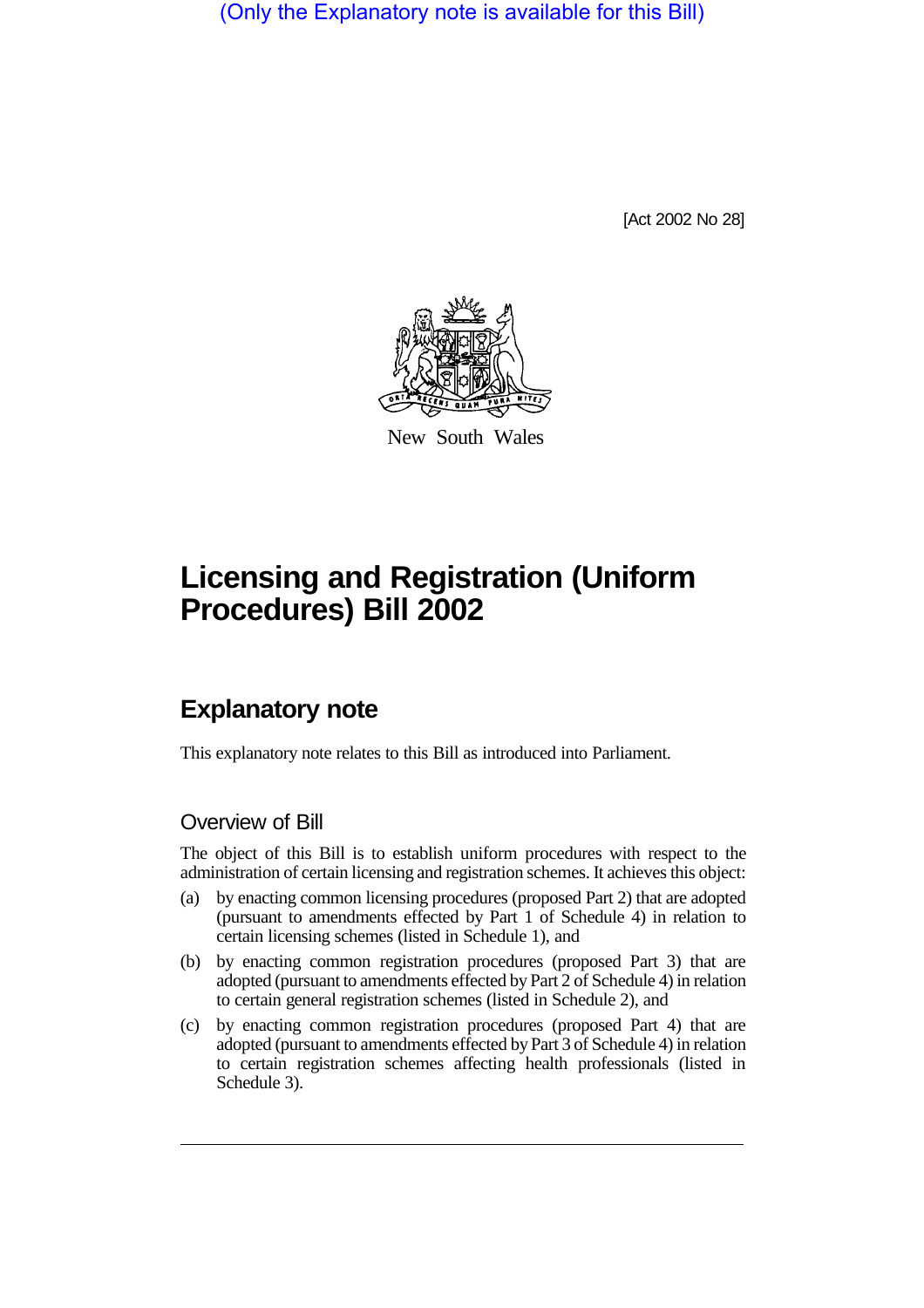(Only the Explanatory note is available for this Bill)

[Act 2002 No 28]

New South Wales

# Licensing and Registration (Uniform Procedures) Bill 2002

## Explanatory note

This explanatory note relates to this Bill as introduced into Parliament.

### Overview of Bill

The object of this Bill is to establish uniform procedures with respect to the administration of certain licensing and registration schemes. It achieves this object:

(a) by enacting common licensing procedures (proposed Part 2) that are adopted (pursuant to amendments effected by Part 1 of Schedule 4) in relation to certain licensing schemes (listed in Schedule 1), and

(b) by enacting common registration procedures (proposed Part 3) that are adopted (pursuant to amendments effected by Part 2 of Schedule 4) in relation to certain general registration schemes (listed in Schedule 2), and

(c) by enacting common registration procedures (proposed Part 4) that are adopted (pursuant to amendments effected by Part 3 of Schedule 4) in relation to certain registration schemes affecting health professionals (listed in Schedule 3).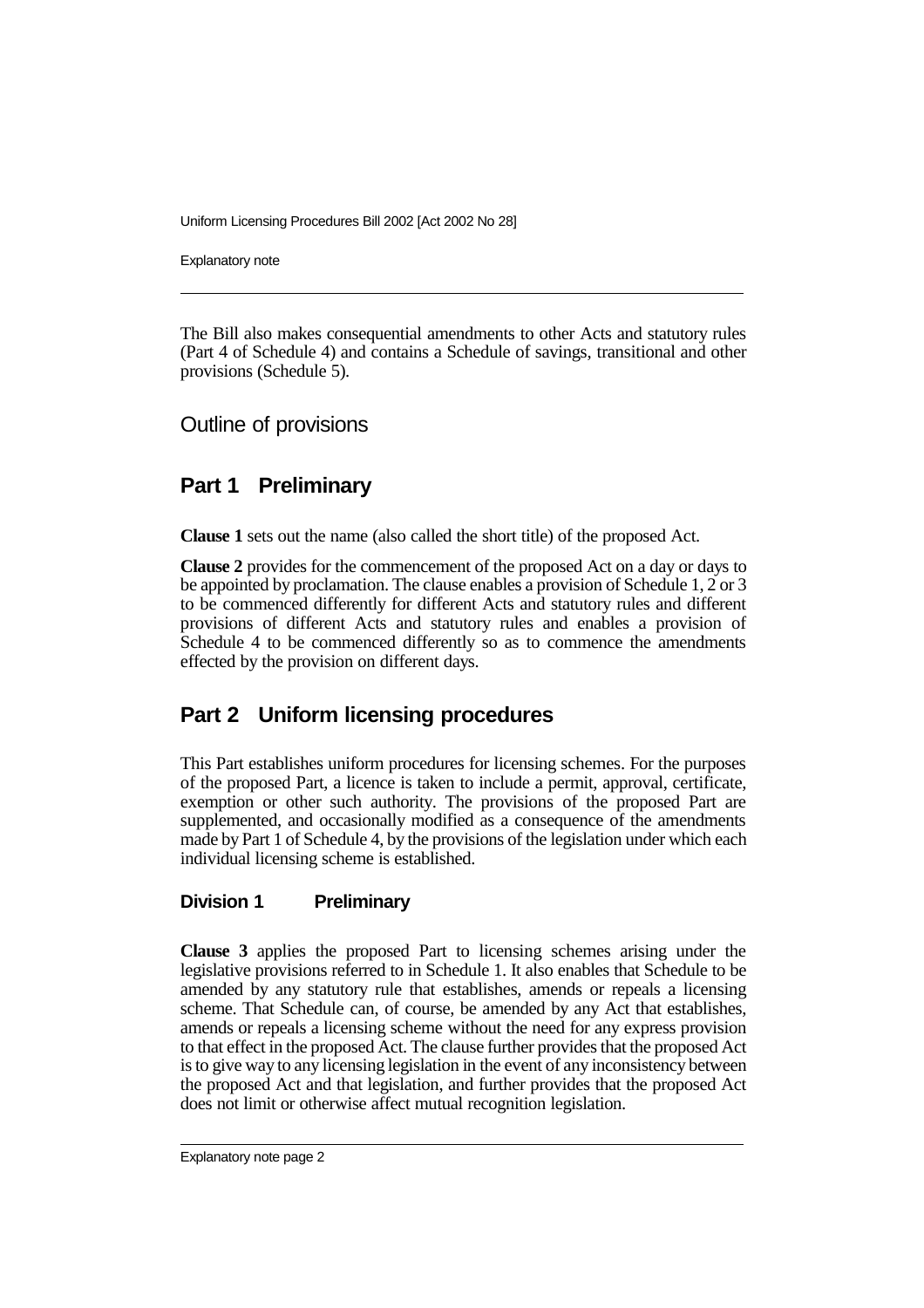The Bill also makes consequential amendments to other Acts and statutory rules (Part 4 of Schedule 4) and contains a Schedule of savings, transitional and other provisions (Schedule 5).

## Outline of provisions

### Part 1 Preliminary

**Clause 1** sets out the name (also called the short title) of the proposed Act.

**Clause 2** provides for the commencement of the proposed Act on a day or days to be appointed by proclamation. The clause enables a provision of Schedule 1, 2 or 3 to be commenced differently for different Acts and statutory rules and different provisions of different Acts and statutory rules and enables a provision of Schedule 4 to be commenced differently so as to commence the amendments effected by the provision on different days.

### Part 2 Uniform licensing procedures

This Part establishes uniform procedures for licensing schemes. For the purposes of the proposed Part, a licence is taken to include a permit, approval, certificate, exemption or other such authority. The provisions of the proposed Part are supplemented, and occasionally modified as a consequence of the amendments made by Part 1 of Schedule 4, by the provisions of the legislation under which each individual licensing scheme is established.

#### Division 1 Preliminary

**Clause 3** applies the proposed Part to licensing schemes arising under the legislative provisions referred to in Schedule 1. It also enables that Schedule to be amended by any statutory rule that establishes, amends or repeals a licensing scheme. That Schedule can, of course, be amended by any Act that establishes, amends or repeals a licensing scheme without the need for any express provision to that effect in the proposed Act. The clause further provides that the proposed Act is to give way to any licensing legislation in the event of any inconsistency between the proposed Act and that legislation, and further provides that the proposed Act does not limit or otherwise affect mutual recognition legislation.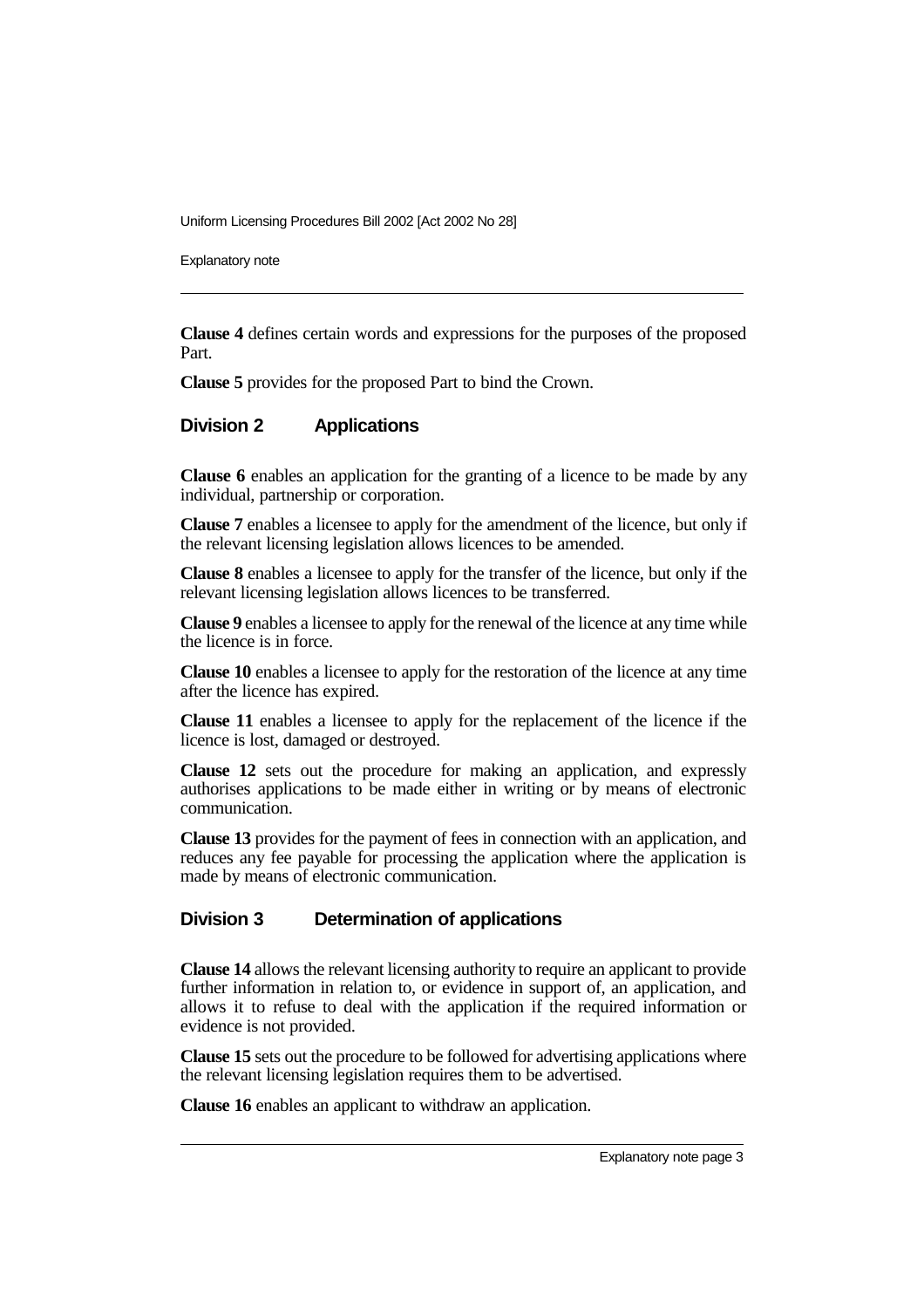**Clause 4** defines certain words and expressions for the purposes of the proposed Part.

**Clause 5** provides for the proposed Part to bind the Crown.

## Division 2 Applications

**Clause 6** enables an application for the granting of a licence to be made by any individual, partnership or corporation.

**Clause 7** enables a licensee to apply for the amendment of the licence, but only if the relevant licensing legislation allows licences to be amended.

**Clause 8** enables a licensee to apply for the transfer of the licence, but only if the relevant licensing legislation allows licences to be transferred.

**Clause 9** enables a licensee to apply for the renewal of the licence at any time while the licence is in force.

**Clause 10** enables a licensee to apply for the restoration of the licence at any time after the licence has expired.

**Clause 11** enables a licensee to apply for the replacement of the licence if the licence is lost, damaged or destroyed.

**Clause 12** sets out the procedure for making an application, and expressly authorises applications to be made either in writing or by means of electronic communication.

**Clause 13** provides for the payment of fees in connection with an application, and reduces any fee payable for processing the application where the application is made by means of electronic communication.

## Division 3 Determination of applications

**Clause 14** allows the relevant licensing authority to require an applicant to provide further information in relation to, or evidence in support of, an application, and allows it to refuse to deal with the application if the required information or evidence is not provided.

**Clause 15** sets out the procedure to be followed for advertising applications where the relevant licensing legislation requires them to be advertised.

**Clause 16** enables an applicant to withdraw an application.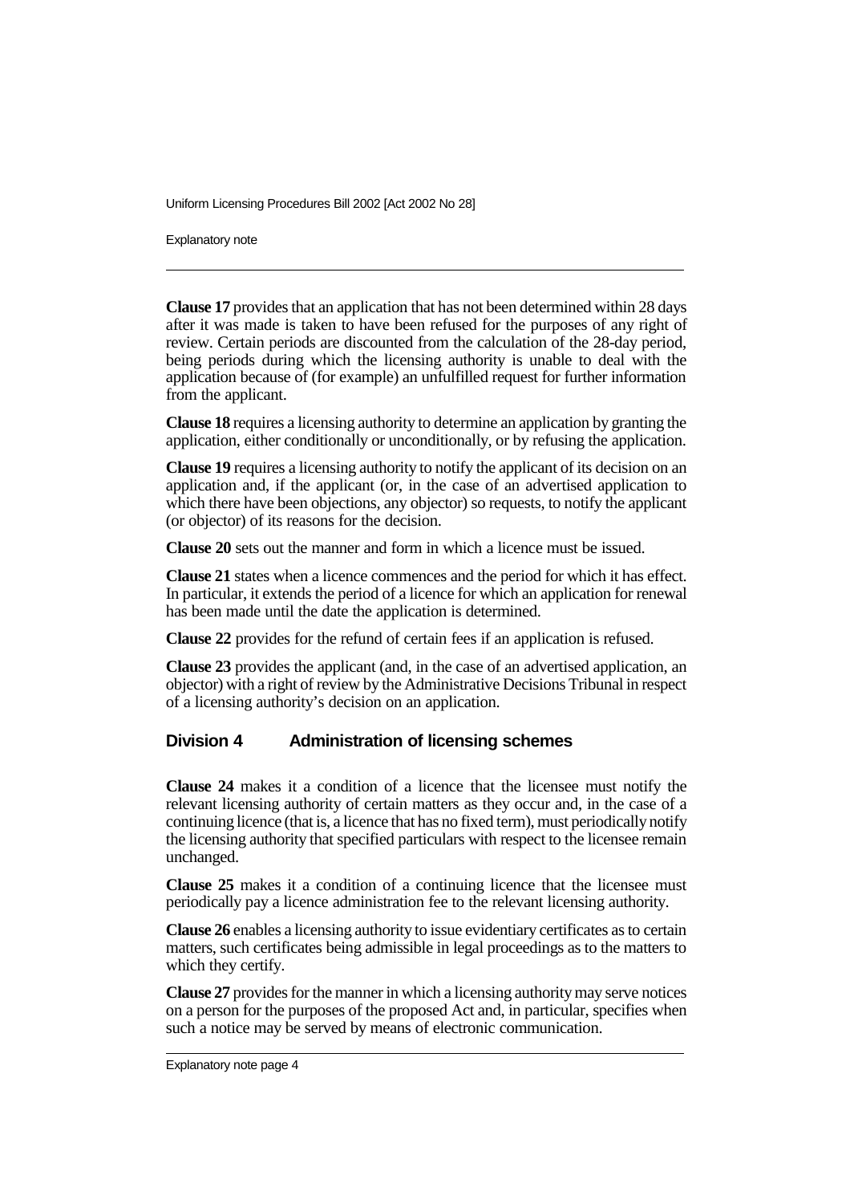**Clause 17** provides that an application that has not been determined within 28 days after it was made is taken to have been refused for the purposes of any right of review. Certain periods are discounted from the calculation of the 28-day period, being periods during which the licensing authority is unable to deal with the application because of (for example) an unfulfilled request for further information from the applicant.

**Clause 18** requires a licensing authority to determine an application by granting the application, either conditionally or unconditionally, or by refusing the application.

**Clause 19** requires a licensing authority to notify the applicant of its decision on an application and, if the applicant (or, in the case of an advertised application to which there have been objections, any objector) so requests, to notify the applicant (or objector) of its reasons for the decision.

**Clause 20** sets out the manner and form in which a licence must be issued.

**Clause 21** states when a licence commences and the period for which it has effect. In particular, it extends the period of a licence for which an application for renewal has been made until the date the application is determined.

**Clause 22** provides for the refund of certain fees if an application is refused.

**Clause 23** provides the applicant (and, in the case of an advertised application, an objector) with a right of review by the Administrative Decisions Tribunal in respect of a licensing authority's decision on an application.

## Division 4 Administration of licensing schemes

**Clause 24** makes it a condition of a licence that the licensee must notify the relevant licensing authority of certain matters as they occur and, in the case of a continuing licence (that is, a licence that has no fixed term), must periodically notify the licensing authority that specified particulars with respect to the licensee remain unchanged.

**Clause 25** makes it a condition of a continuing licence that the licensee must periodically pay a licence administration fee to the relevant licensing authority.

**Clause 26** enables a licensing authority to issue evidentiary certificates as to certain matters, such certificates being admissible in legal proceedings as to the matters to which they certify.

**Clause 27** provides for the manner in which a licensing authority may serve notices on a person for the purposes of the proposed Act and, in particular, specifies when such a notice may be served by means of electronic communication.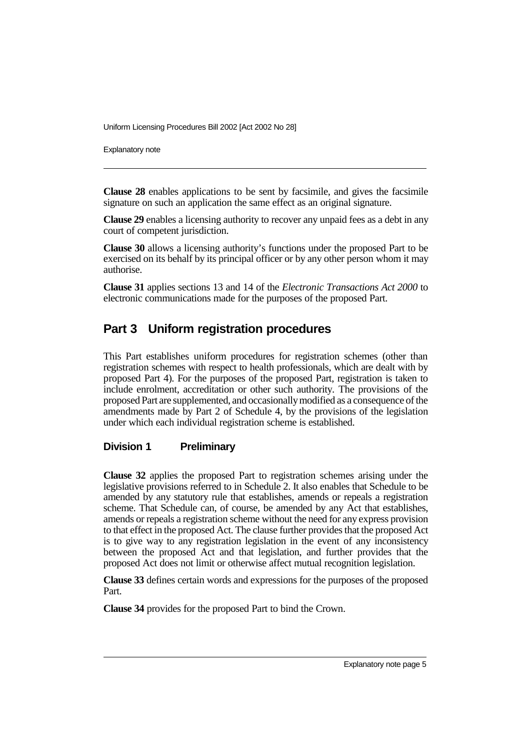**Clause 28** enables applications to be sent by facsimile, and gives the facsimile signature on such an application the same effect as an original signature.

**Clause 29** enables a licensing authority to recover any unpaid fees as a debt in any court of competent jurisdiction.

**Clause 30** allows a licensing authority's functions under the proposed Part to be exercised on its behalf by its principal officer or by any other person whom it may authorise.

**Clause 31** applies sections 13 and 14 of the *Electronic Transactions Act 2000* to electronic communications made for the purposes of the proposed Part.

## Part 3 Uniform registration procedures

This Part establishes uniform procedures for registration schemes (other than registration schemes with respect to health professionals, which are dealt with by proposed Part 4). For the purposes of the proposed Part, registration is taken to include enrolment, accreditation or other such authority. The provisions of the proposed Part are supplemented, and occasionally modified as a consequence of the amendments made by Part 2 of Schedule 4, by the provisions of the legislation under which each individual registration scheme is established.

### Division 1 Preliminary

**Clause 32** applies the proposed Part to registration schemes arising under the legislative provisions referred to in Schedule 2. It also enables that Schedule to be amended by any statutory rule that establishes, amends or repeals a registration scheme. That Schedule can, of course, be amended by any Act that establishes, amends or repeals a registration scheme without the need for any express provision to that effect in the proposed Act. The clause further provides that the proposed Act is to give way to any registration legislation in the event of any inconsistency between the proposed Act and that legislation, and further provides that the proposed Act does not limit or otherwise affect mutual recognition legislation.

**Clause 33** defines certain words and expressions for the purposes of the proposed Part.

**Clause 34** provides for the proposed Part to bind the Crown.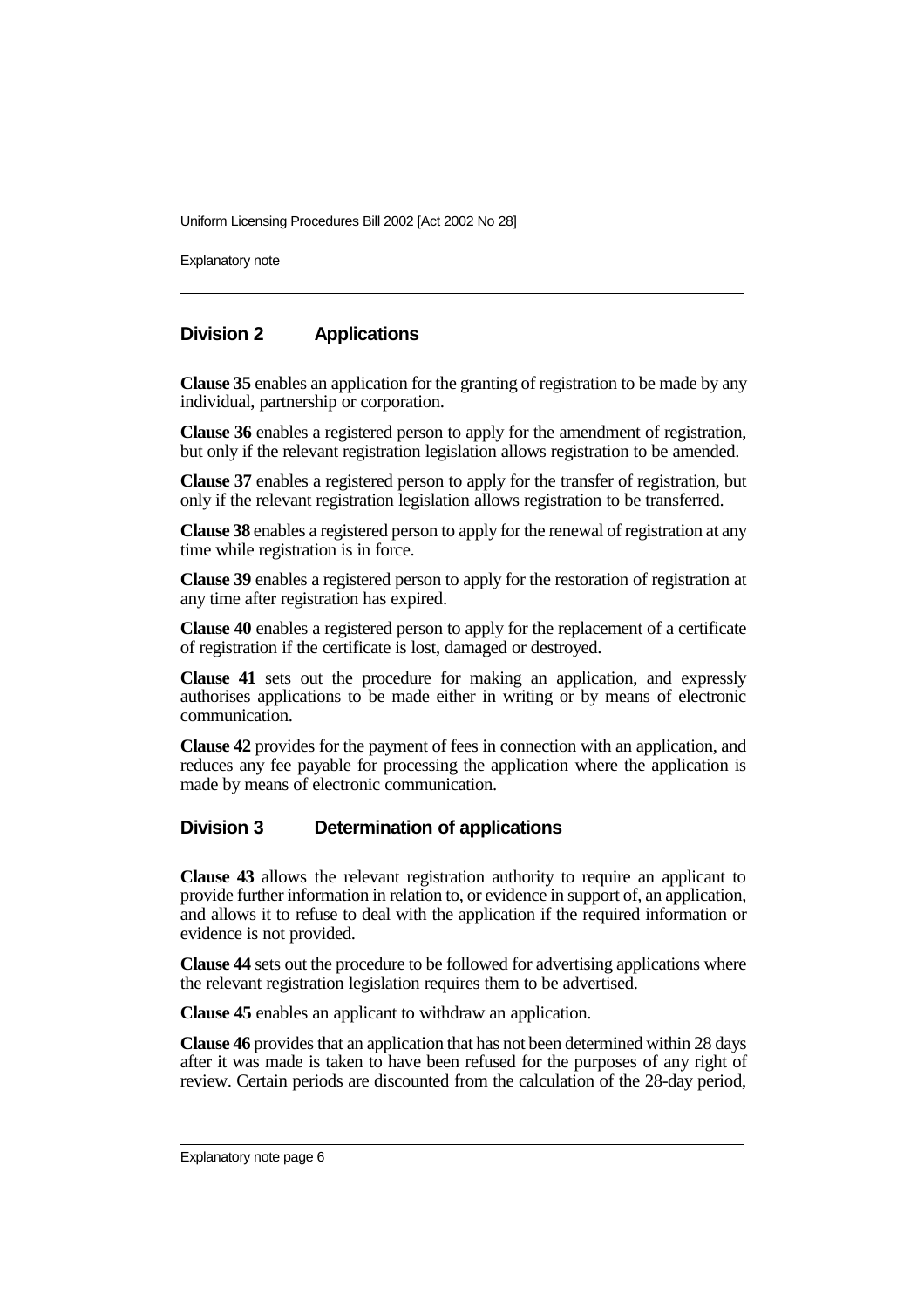## Division 2 Applications

**Clause 35** enables an application for the granting of registration to be made by any individual, partnership or corporation.

**Clause 36** enables a registered person to apply for the amendment of registration, but only if the relevant registration legislation allows registration to be amended.

**Clause 37** enables a registered person to apply for the transfer of registration, but only if the relevant registration legislation allows registration to be transferred.

**Clause 38** enables a registered person to apply for the renewal of registration at any time while registration is in force.

**Clause 39** enables a registered person to apply for the restoration of registration at any time after registration has expired.

**Clause 40** enables a registered person to apply for the replacement of a certificate of registration if the certificate is lost, damaged or destroyed.

**Clause 41** sets out the procedure for making an application, and expressly authorises applications to be made either in writing or by means of electronic communication.

**Clause 42** provides for the payment of fees in connection with an application, and reduces any fee payable for processing the application where the application is made by means of electronic communication.

## Division 3 Determination of applications

**Clause 43** allows the relevant registration authority to require an applicant to provide further information in relation to, or evidence in support of, an application, and allows it to refuse to deal with the application if the required information or evidence is not provided.

**Clause 44** sets out the procedure to be followed for advertising applications where the relevant registration legislation requires them to be advertised.

**Clause 45** enables an applicant to withdraw an application.

**Clause 46** provides that an application that has not been determined within 28 days after it was made is taken to have been refused for the purposes of any right of review. Certain periods are discounted from the calculation of the 28-day period,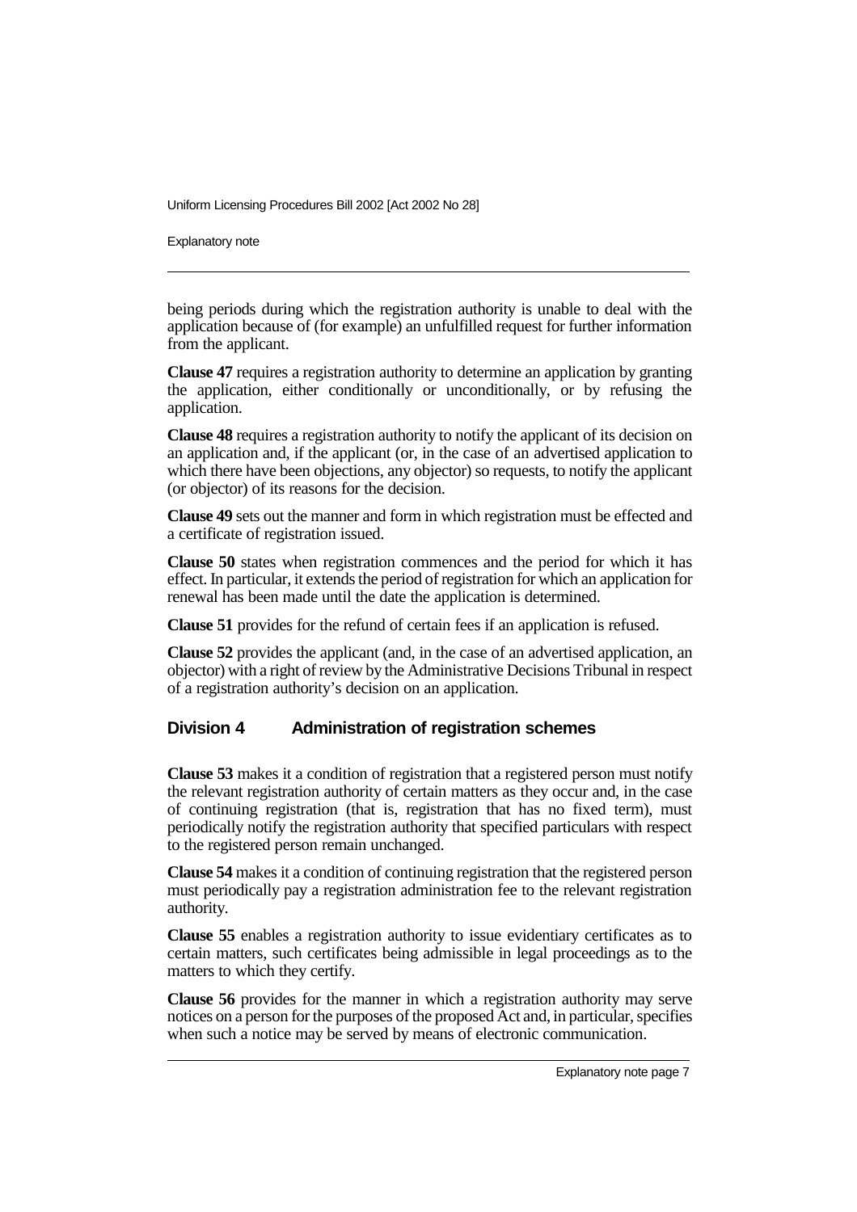being periods during which the registration authority is unable to deal with the application because of (for example) an unfulfilled request for further information from the applicant.

**Clause 47** requires a registration authority to determine an application by granting the application, either conditionally or unconditionally, or by refusing the application.

**Clause 48** requires a registration authority to notify the applicant of its decision on an application and, if the applicant (or, in the case of an advertised application to which there have been objections, any objector) so requests, to notify the applicant (or objector) of its reasons for the decision.

**Clause 49** sets out the manner and form in which registration must be effected and a certificate of registration issued.

**Clause 50** states when registration commences and the period for which it has effect. In particular, it extends the period of registration for which an application for renewal has been made until the date the application is determined.

**Clause 51** provides for the refund of certain fees if an application is refused.

**Clause 52** provides the applicant (and, in the case of an advertised application, an objector) with a right of review by the Administrative Decisions Tribunal in respect of a registration authority's decision on an application.

### Division 4 Administration of registration schemes

**Clause 53** makes it a condition of registration that a registered person must notify the relevant registration authority of certain matters as they occur and, in the case of continuing registration (that is, registration that has no fixed term), must periodically notify the registration authority that specified particulars with respect to the registered person remain unchanged.

**Clause 54** makes it a condition of continuing registration that the registered person must periodically pay a registration administration fee to the relevant registration authority.

**Clause 55** enables a registration authority to issue evidentiary certificates as to certain matters, such certificates being admissible in legal proceedings as to the matters to which they certify.

**Clause 56** provides for the manner in which a registration authority may serve notices on a person for the purposes of the proposed Act and, in particular, specifies when such a notice may be served by means of electronic communication.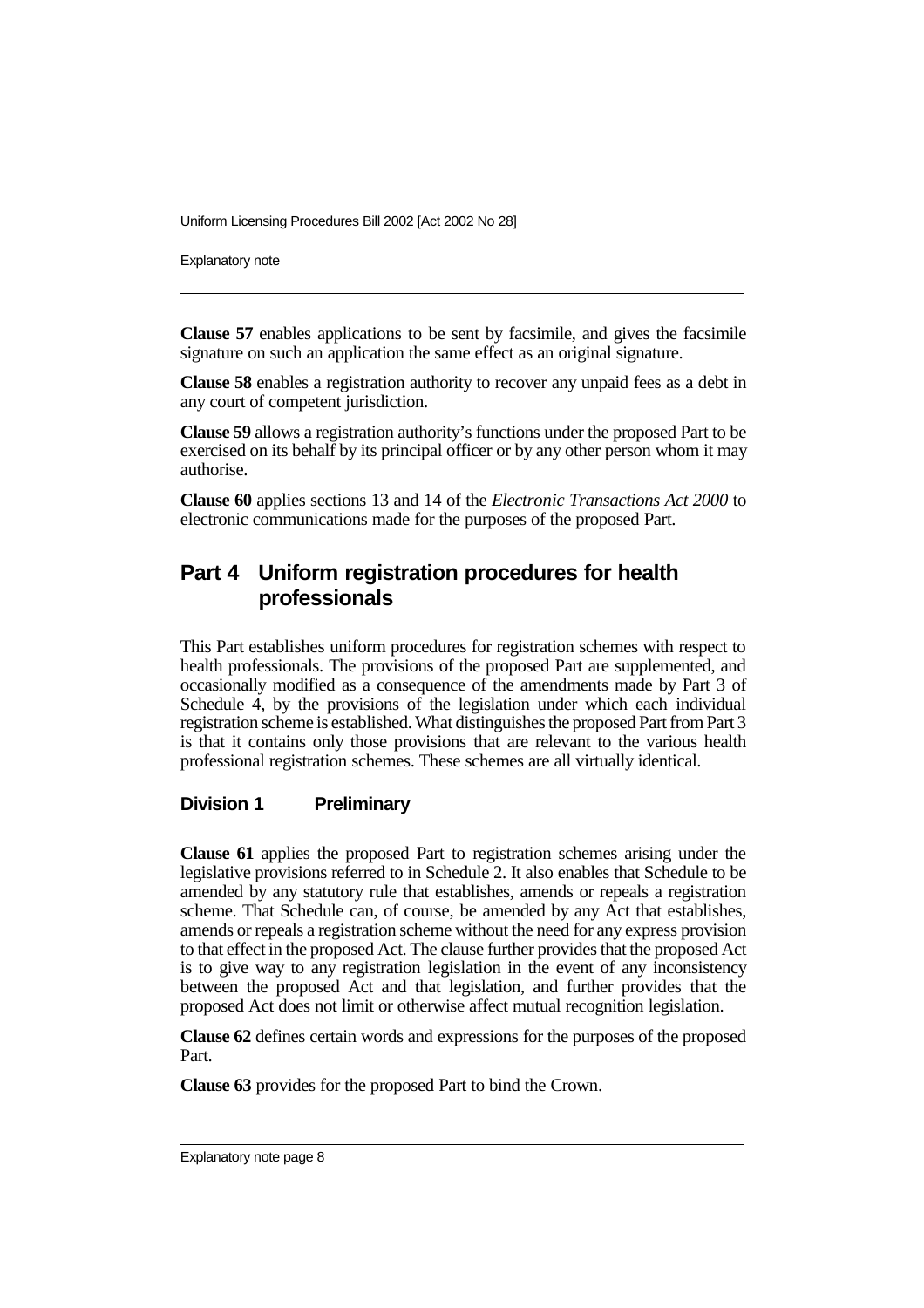**Clause 57** enables applications to be sent by facsimile, and gives the facsimile signature on such an application the same effect as an original signature.

**Clause 58** enables a registration authority to recover any unpaid fees as a debt in any court of competent jurisdiction.

**Clause 59** allows a registration authority's functions under the proposed Part to be exercised on its behalf by its principal officer or by any other person whom it may authorise.

**Clause 60** applies sections 13 and 14 of the *Electronic Transactions Act 2000* to electronic communications made for the purposes of the proposed Part.

## Part 4 Uniform registration procedures for health professionals

This Part establishes uniform procedures for registration schemes with respect to health professionals. The provisions of the proposed Part are supplemented, and occasionally modified as a consequence of the amendments made by Part 3 of Schedule 4, by the provisions of the legislation under which each individual registration scheme is established. What distinguishes the proposed Part from Part 3 is that it contains only those provisions that are relevant to the various health professional registration schemes. These schemes are all virtually identical.

### Division 1 Preliminary

**Clause 61** applies the proposed Part to registration schemes arising under the legislative provisions referred to in Schedule 2. It also enables that Schedule to be amended by any statutory rule that establishes, amends or repeals a registration scheme. That Schedule can, of course, be amended by any Act that establishes, amends or repeals a registration scheme without the need for any express provision to that effect in the proposed Act. The clause further provides that the proposed Act is to give way to any registration legislation in the event of any inconsistency between the proposed Act and that legislation, and further provides that the proposed Act does not limit or otherwise affect mutual recognition legislation.

**Clause 62** defines certain words and expressions for the purposes of the proposed Part.

**Clause 63** provides for the proposed Part to bind the Crown.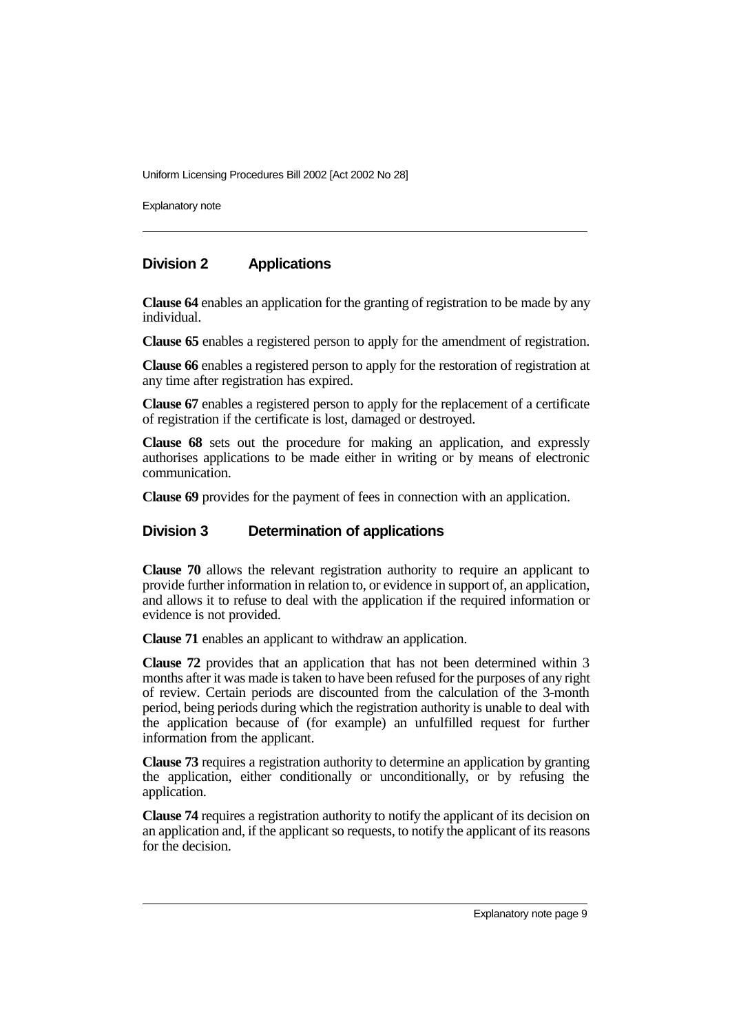## Division 2 Applications

**Clause 64** enables an application for the granting of registration to be made by any individual.

**Clause 65** enables a registered person to apply for the amendment of registration.

**Clause 66** enables a registered person to apply for the restoration of registration at any time after registration has expired.

**Clause 67** enables a registered person to apply for the replacement of a certificate of registration if the certificate is lost, damaged or destroyed.

**Clause 68** sets out the procedure for making an application, and expressly authorises applications to be made either in writing or by means of electronic communication.

**Clause 69** provides for the payment of fees in connection with an application.

## Division 3 Determination of applications

**Clause 70** allows the relevant registration authority to require an applicant to provide further information in relation to, or evidence in support of, an application, and allows it to refuse to deal with the application if the required information or evidence is not provided.

**Clause 71** enables an applicant to withdraw an application.

**Clause 72** provides that an application that has not been determined within 3 months after it was made is taken to have been refused for the purposes of any right of review. Certain periods are discounted from the calculation of the 3-month period, being periods during which the registration authority is unable to deal with the application because of (for example) an unfulfilled request for further information from the applicant.

**Clause 73** requires a registration authority to determine an application by granting the application, either conditionally or unconditionally, or by refusing the application.

**Clause 74** requires a registration authority to notify the applicant of its decision on an application and, if the applicant so requests, to notify the applicant of its reasons for the decision.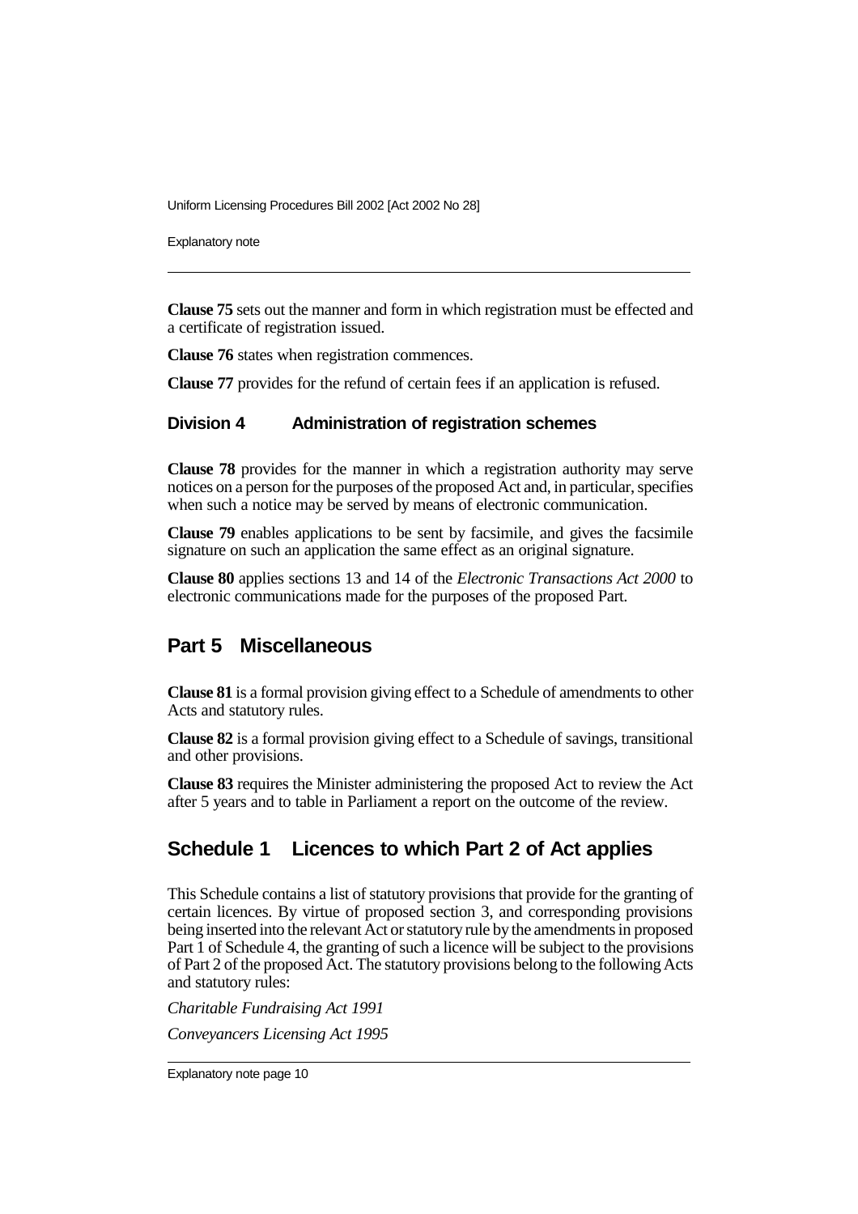**Clause 75** sets out the manner and form in which registration must be effected and a certificate of registration issued.

**Clause 76** states when registration commences.

**Clause 77** provides for the refund of certain fees if an application is refused.

### Division 4 Administration of registration schemes

**Clause 78** provides for the manner in which a registration authority may serve notices on a person for the purposes of the proposed Act and, in particular, specifies when such a notice may be served by means of electronic communication.

**Clause 79** enables applications to be sent by facsimile, and gives the facsimile signature on such an application the same effect as an original signature.

**Clause 80** applies sections 13 and 14 of the *Electronic Transactions Act 2000* to electronic communications made for the purposes of the proposed Part.

## Part 5 Miscellaneous

**Clause 81** is a formal provision giving effect to a Schedule of amendments to other Acts and statutory rules.

**Clause 82** is a formal provision giving effect to a Schedule of savings, transitional and other provisions.

**Clause 83** requires the Minister administering the proposed Act to review the Act after 5 years and to table in Parliament a report on the outcome of the review.

## Schedule 1 Licences to which Part 2 of Act applies

This Schedule contains a list of statutory provisions that provide for the granting of certain licences. By virtue of proposed section 3, and corresponding provisions being inserted into the relevant Act or statutory rule by the amendments in proposed Part 1 of Schedule 4, the granting of such a licence will be subject to the provisions of Part 2 of the proposed Act. The statutory provisions belong to the following Acts and statutory rules:

*Charitable Fundraising Act 1991*

*Conveyancers Licensing Act 1995*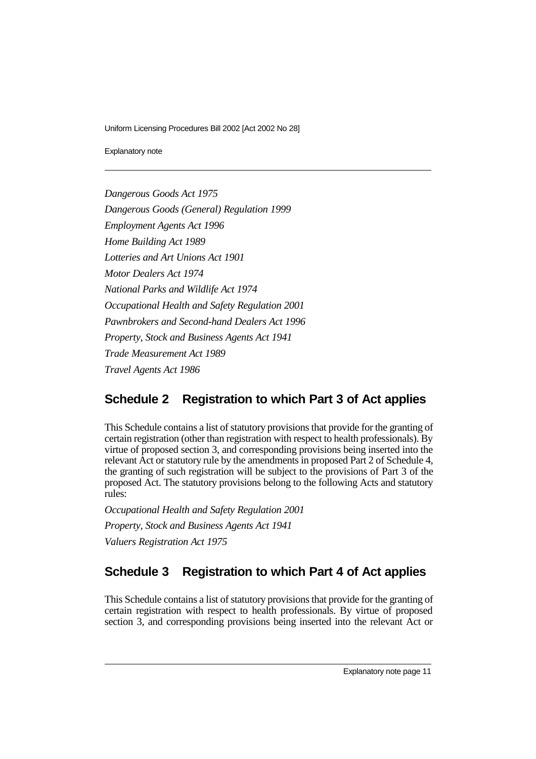*Dangerous Goods Act 1975*

*Dangerous Goods (General) Regulation 1999*

*Employment Agents Act 1996*

*Home Building Act 1989*

*Lotteries and Art Unions Act 1901*

*Motor Dealers Act 1974*

*National Parks and Wildlife Act 1974*

*Occupational Health and Safety Regulation 2001*

*Pawnbrokers and Second-hand Dealers Act 1996*

*Property, Stock and Business Agents Act 1941*

*Trade Measurement Act 1989*

*Travel Agents Act 1986*

## Schedule 2 Registration to which Part 3 of Act applies

This Schedule contains a list of statutory provisions that provide for the granting of certain registration (other than registration with respect to health professionals). By virtue of proposed section 3, and corresponding provisions being inserted into the relevant Act or statutory rule by the amendments in proposed Part 2 of Schedule 4, the granting of such registration will be subject to the provisions of Part 3 of the proposed Act. The statutory provisions belong to the following Acts and statutory rules:

*Occupational Health and Safety Regulation 2001*

*Property, Stock and Business Agents Act 1941*

*Valuers Registration Act 1975*

## Schedule 3 Registration to which Part 4 of Act applies

This Schedule contains a list of statutory provisions that provide for the granting of certain registration with respect to health professionals. By virtue of proposed section 3, and corresponding provisions being inserted into the relevant Act or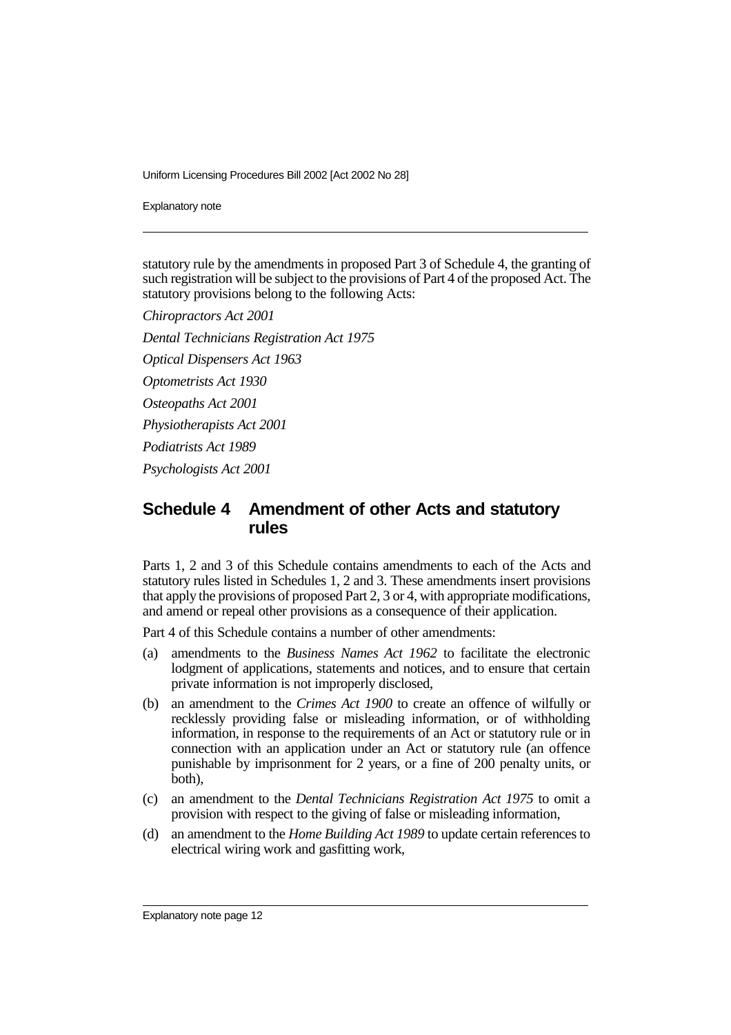statutory rule by the amendments in proposed Part 3 of Schedule 4, the granting of such registration will be subject to the provisions of Part 4 of the proposed Act. The statutory provisions belong to the following Acts:

*Chiropractors Act 2001*

*Dental Technicians Registration Act 1975*

*Optical Dispensers Act 1963*

*Optometrists Act 1930*

*Osteopaths Act 2001*

*Physiotherapists Act 2001*

*Podiatrists Act 1989*

*Psychologists Act 2001*

## Schedule 4 Amendment of other Acts and statutory rules

Parts 1, 2 and 3 of this Schedule contains amendments to each of the Acts and statutory rules listed in Schedules 1, 2 and 3. These amendments insert provisions that apply the provisions of proposed Part 2, 3 or 4, with appropriate modifications, and amend or repeal other provisions as a consequence of their application.

Part 4 of this Schedule contains a number of other amendments:

(a) amendments to the *Business Names Act 1962* to facilitate the electronic lodgment of applications, statements and notices, and to ensure that certain private information is not improperly disclosed,

(b) an amendment to the *Crimes Act 1900* to create an offence of wilfully or recklessly providing false or misleading information, or of withholding information, in response to the requirements of an Act or statutory rule or in connection with an application under an Act or statutory rule (an offence punishable by imprisonment for 2 years, or a fine of 200 penalty units, or both),

(c) an amendment to the *Dental Technicians Registration Act 1975* to omit a provision with respect to the giving of false or misleading information,

(d) an amendment to the *Home Building Act 1989* to update certain references to electrical wiring work and gasfitting work,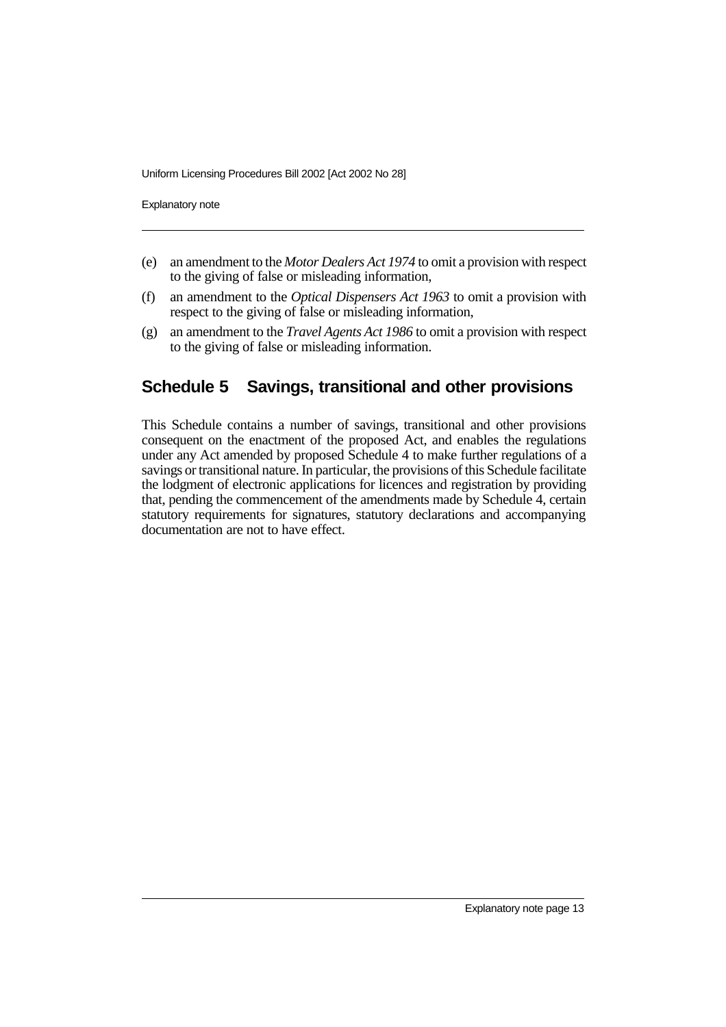(e) an amendment to the *Motor Dealers Act 1974* to omit a provision with respect to the giving of false or misleading information,

(f) an amendment to the *Optical Dispensers Act 1963* to omit a provision with respect to the giving of false or misleading information,

(g) an amendment to the *Travel Agents Act 1986* to omit a provision with respect to the giving of false or misleading information.

## Schedule 5 Savings, transitional and other provisions

This Schedule contains a number of savings, transitional and other provisions consequent on the enactment of the proposed Act, and enables the regulations under any Act amended by proposed Schedule 4 to make further regulations of a savings or transitional nature. In particular, the provisions of this Schedule facilitate the lodgment of electronic applications for licences and registration by providing that, pending the commencement of the amendments made by Schedule 4, certain statutory requirements for signatures, statutory declarations and accompanying documentation are not to have effect.